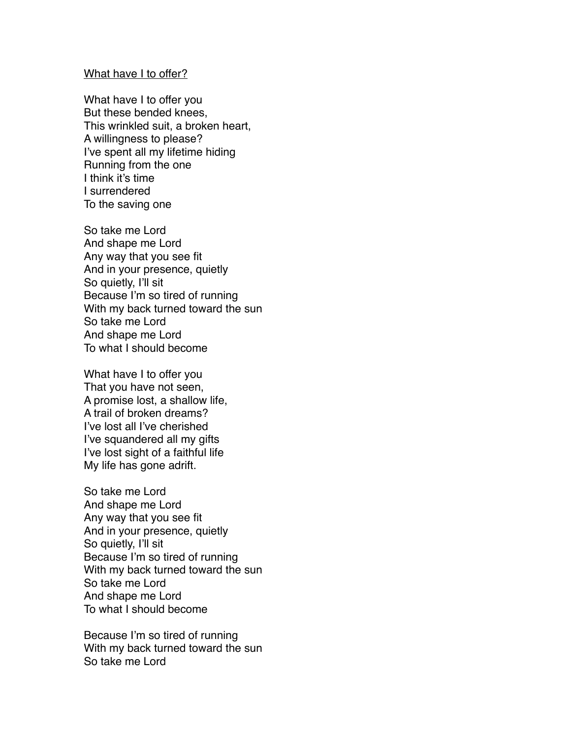<u>What have I to offer?</u>

What have I to offer you  
But these bended knees,  
This wrinkled suit, a broken heart,  
A willingness to please?  
I've spent all my lifetime hiding  
Running from the one  
I think it's time  
I surrendered  
To the saving one

So take me Lord  
And shape me Lord  
Any way that you see fit  
And in your presence, quietly  
So quietly, I'll sit  
Because I'm so tired of running  
With my back turned toward the sun  
So take me Lord  
And shape me Lord  
To what I should become

What have I to offer you  
That you have not seen,  
A promise lost, a shallow life,  
A trail of broken dreams?  
I've lost all I've cherished  
I've squandered all my gifts  
I've lost sight of a faithful life  
My life has gone adrift.

So take me Lord  
And shape me Lord  
Any way that you see fit  
And in your presence, quietly  
So quietly, I'll sit  
Because I'm so tired of running  
With my back turned toward the sun  
So take me Lord  
And shape me Lord  
To what I should become

Because I'm so tired of running  
With my back turned toward the sun  
So take me Lord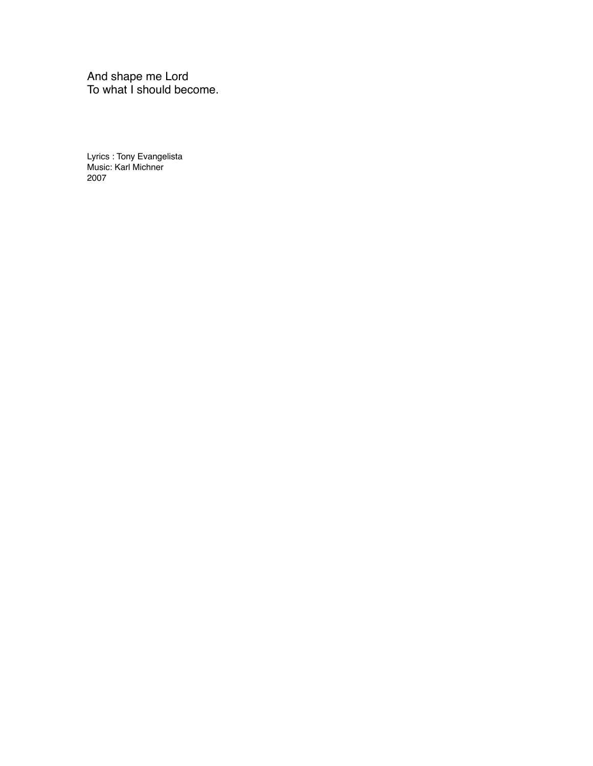And shape me Lord
To what I should become.

Lyrics : Tony Evangelista
Music: Karl Michner
2007